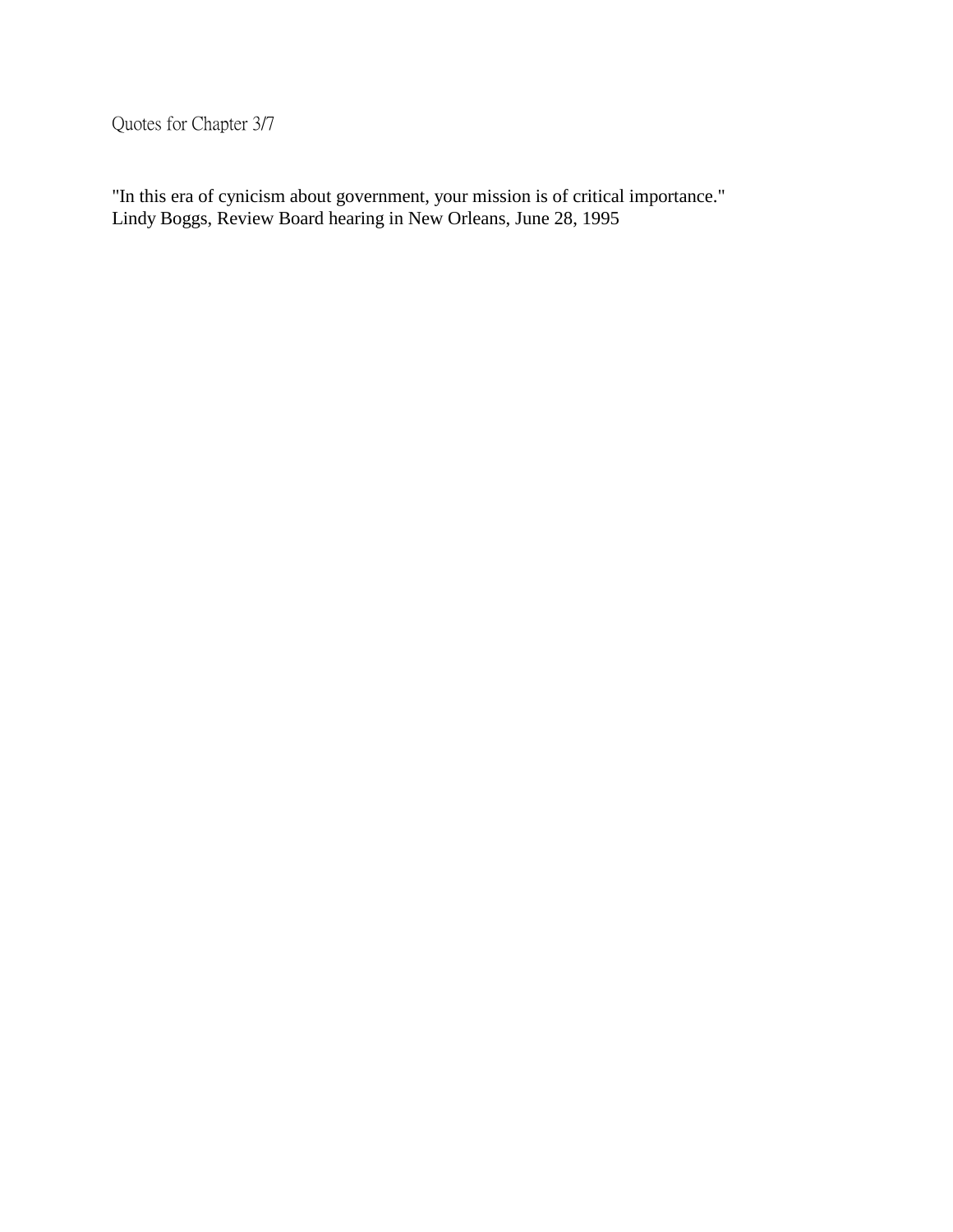Quotes for Chapter 3/7

"In this era of cynicism about government, your mission is of critical importance."
Lindy Boggs, Review Board hearing in New Orleans, June 28, 1995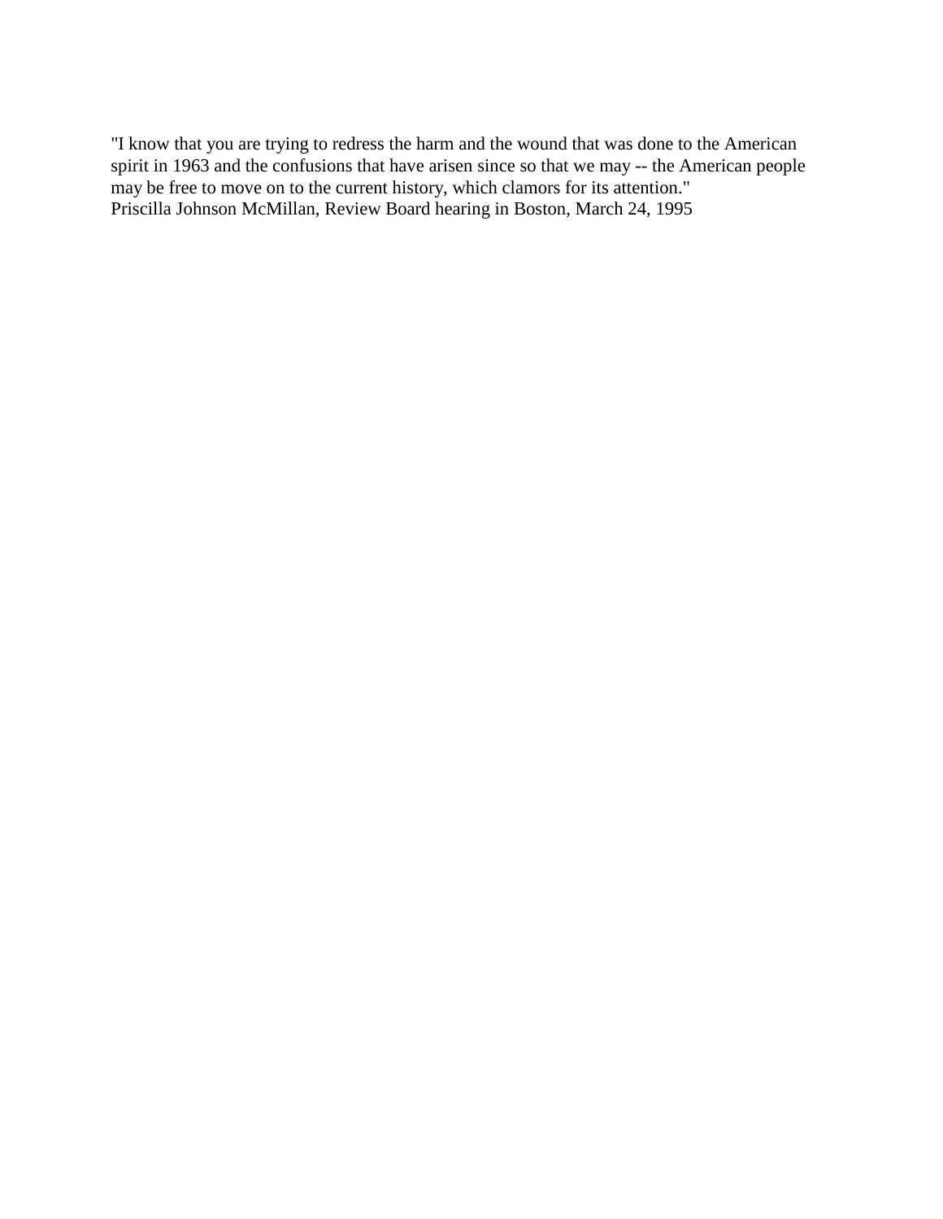"I know that you are trying to redress the harm and the wound that was done to the American spirit in 1963 and the confusions that have arisen since so that we may -- the American people may be free to move on to the current history, which clamors for its attention."
Priscilla Johnson McMillan, Review Board hearing in Boston, March 24, 1995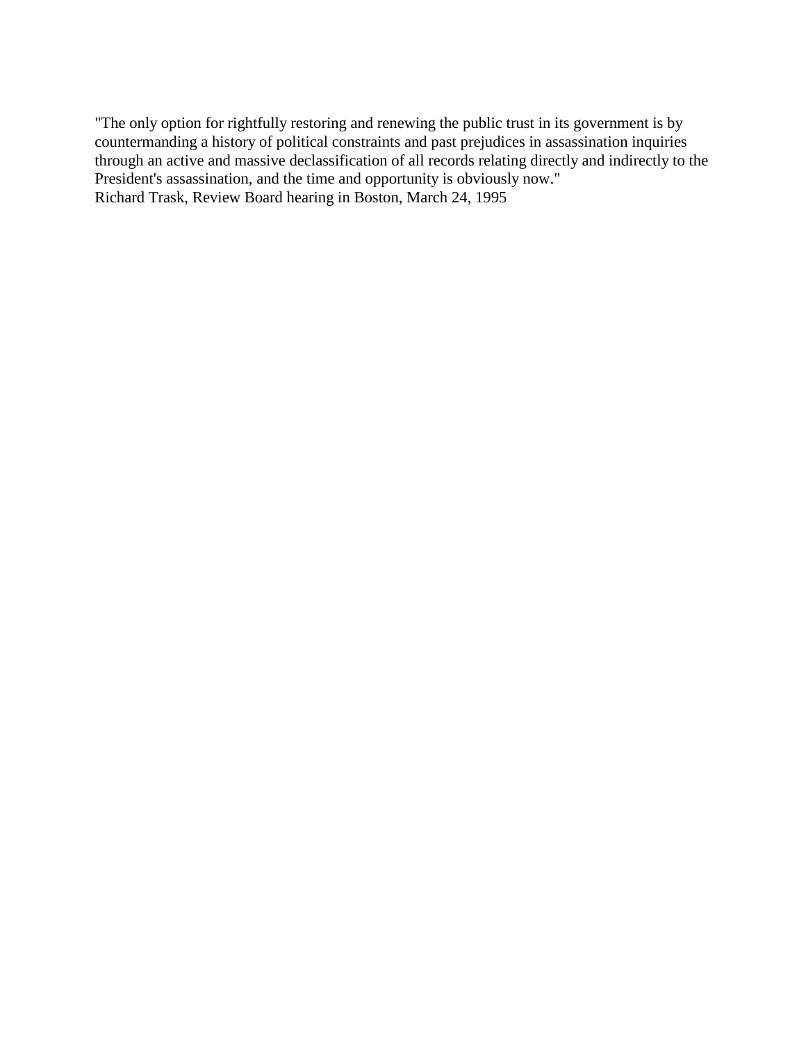"The only option for rightfully restoring and renewing the public trust in its government is by countermanding a history of political constraints and past prejudices in assassination inquiries through an active and massive declassification of all records relating directly and indirectly to the President's assassination, and the time and opportunity is obviously now."
Richard Trask, Review Board hearing in Boston, March 24, 1995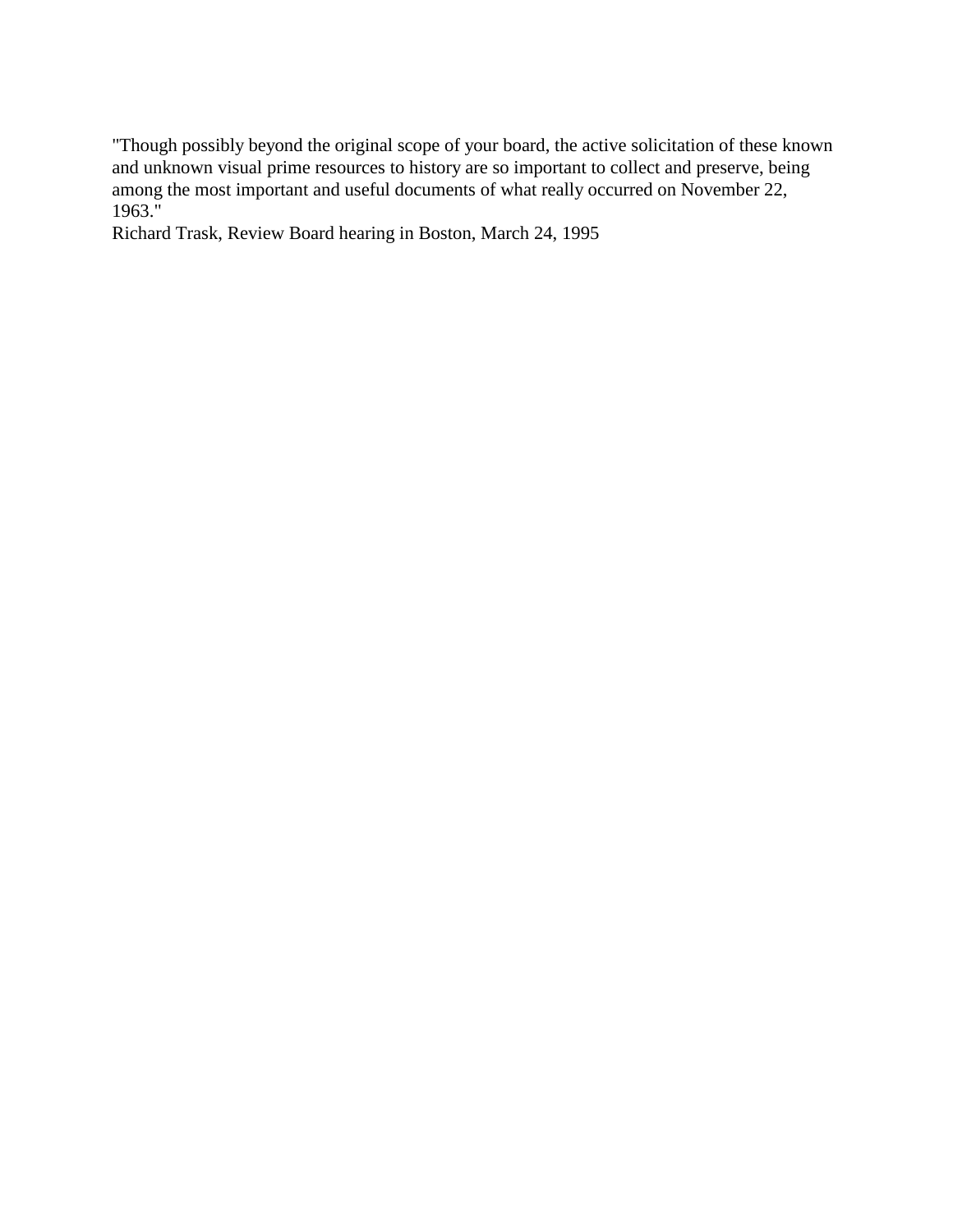"Though possibly beyond the original scope of your board, the active solicitation of these known and unknown visual prime resources to history are so important to collect and preserve, being among the most important and useful documents of what really occurred on November 22, 1963."

Richard Trask, Review Board hearing in Boston, March 24, 1995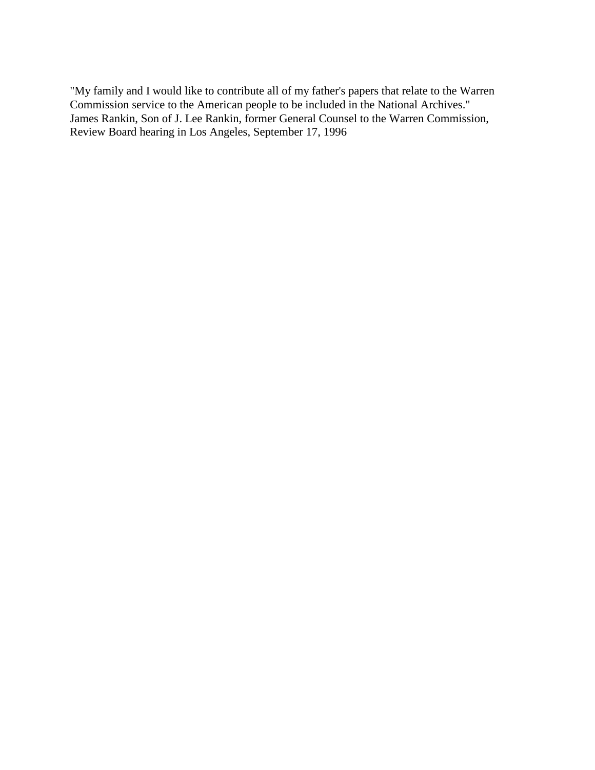"My family and I would like to contribute all of my father's papers that relate to the Warren Commission service to the American people to be included in the National Archives."
James Rankin, Son of J. Lee Rankin, former General Counsel to the Warren Commission, Review Board hearing in Los Angeles, September 17, 1996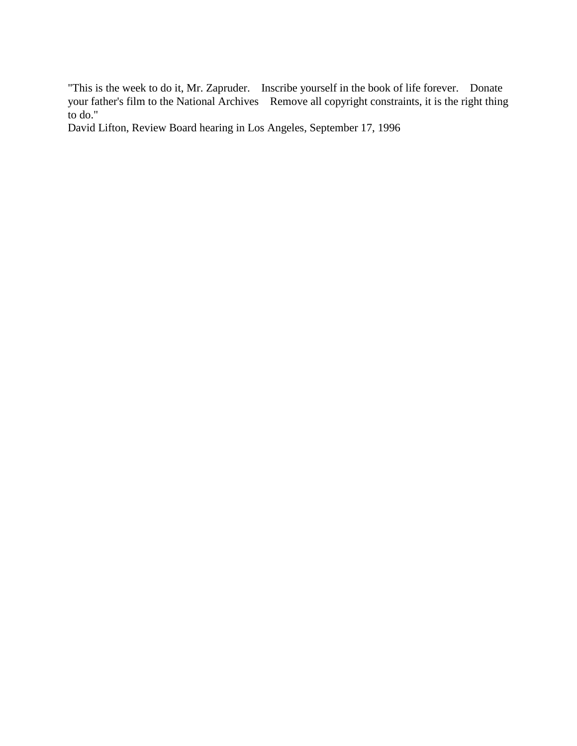"This is the week to do it, Mr. Zapruder. Inscribe yourself in the book of life forever. Donate your father's film to the National Archives Remove all copyright constraints, it is the right thing to do."

David Lifton, Review Board hearing in Los Angeles, September 17, 1996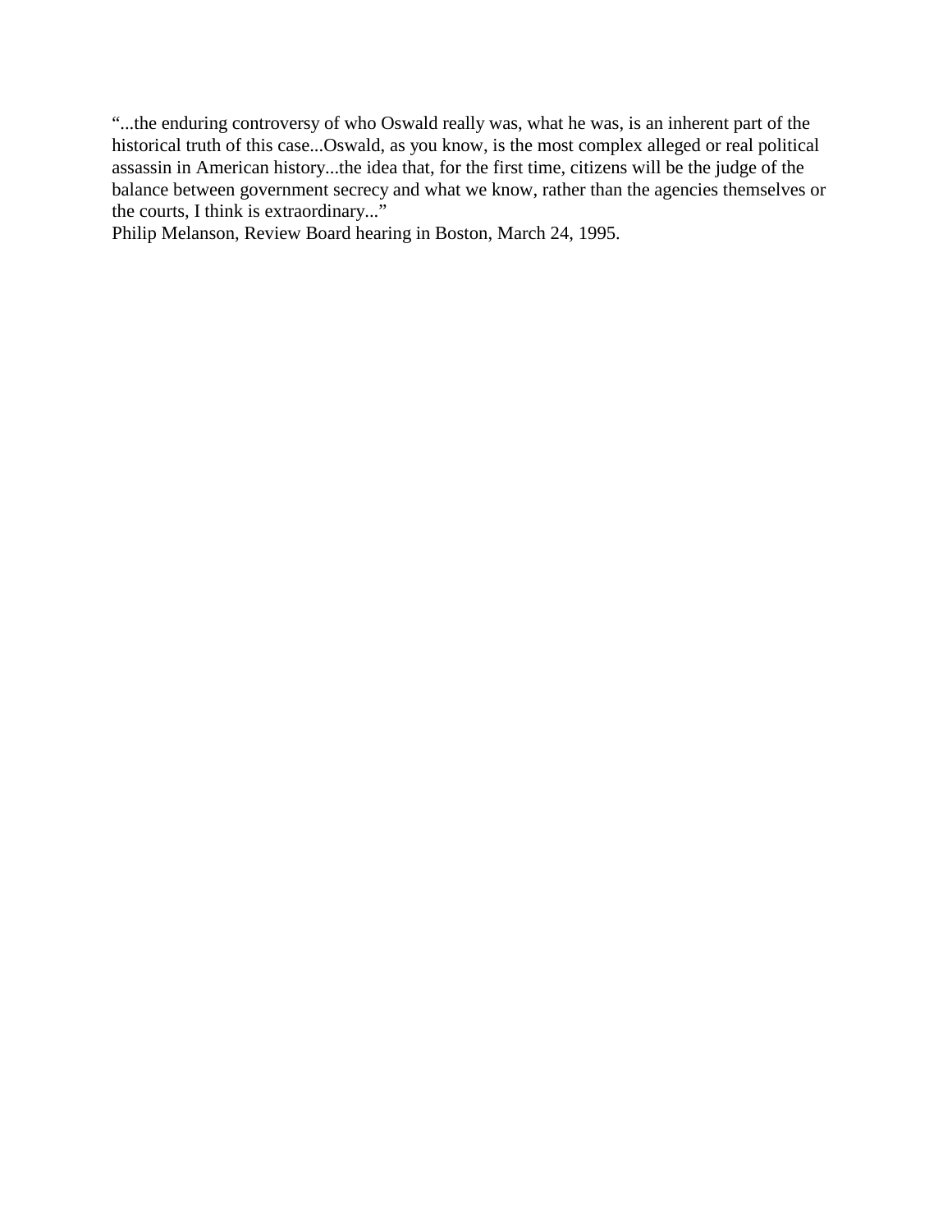“...the enduring controversy of who Oswald really was, what he was, is an inherent part of the historical truth of this case...Oswald, as you know, is the most complex alleged or real political assassin in American history...the idea that, for the first time, citizens will be the judge of the balance between government secrecy and what we know, rather than the agencies themselves or the courts, I think is extraordinary...”
Philip Melanson, Review Board hearing in Boston, March 24, 1995.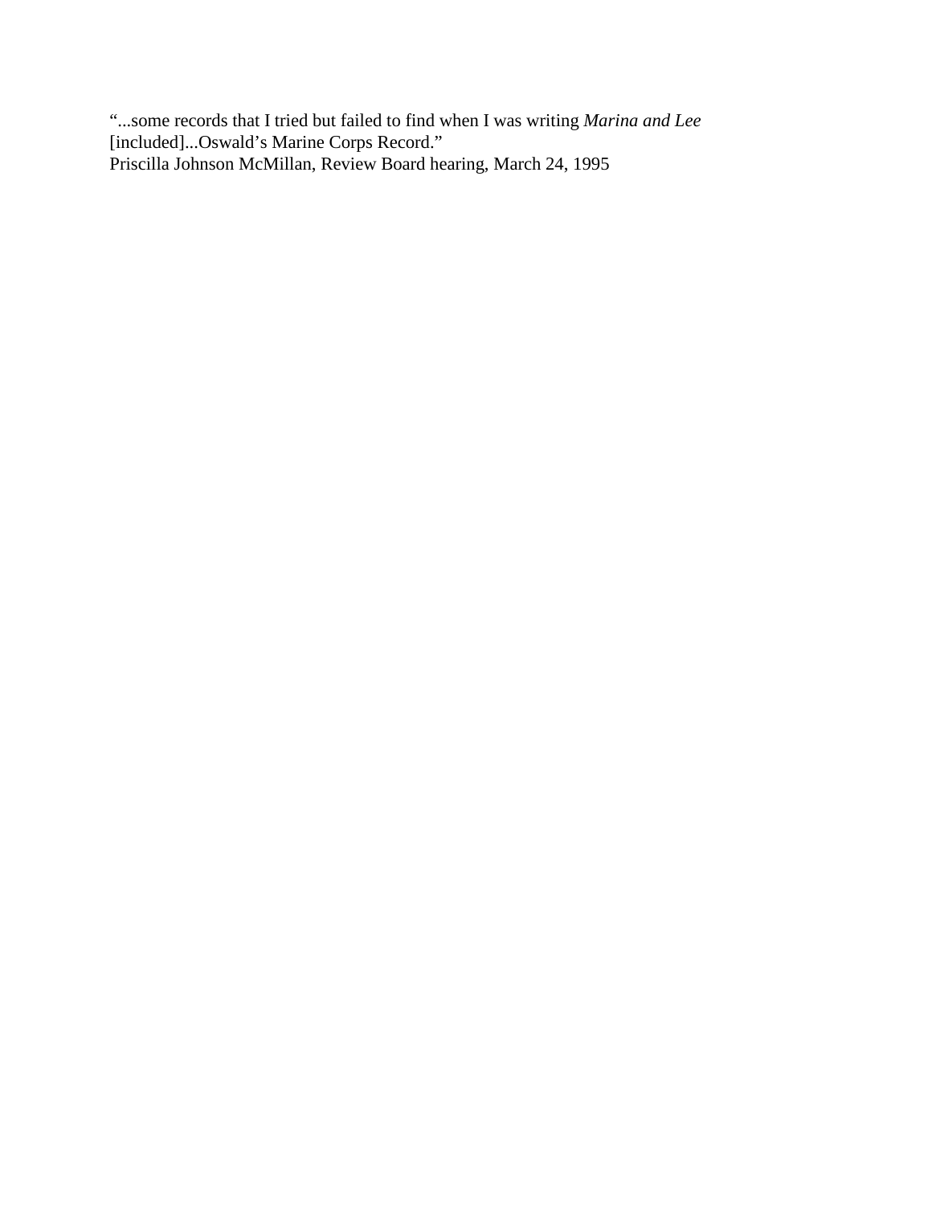"...some records that I tried but failed to find when I was writing *Marina and Lee* [included]...Oswald's Marine Corps Record."
Priscilla Johnson McMillan, Review Board hearing, March 24, 1995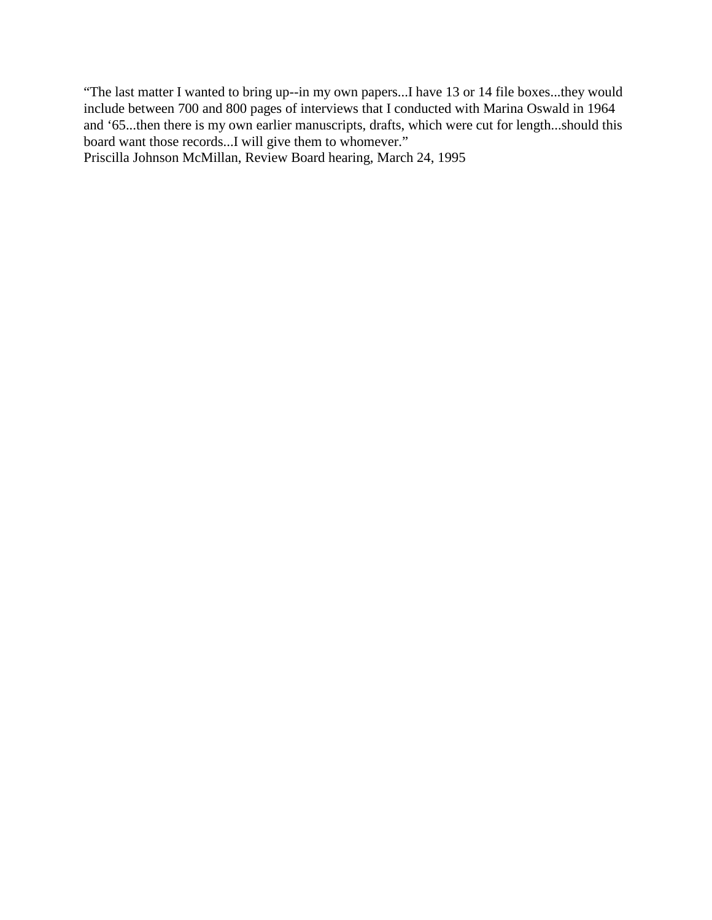"The last matter I wanted to bring up--in my own papers...I have 13 or 14 file boxes...they would include between 700 and 800 pages of interviews that I conducted with Marina Oswald in 1964 and '65...then there is my own earlier manuscripts, drafts, which were cut for length...should this board want those records...I will give them to whomever."
Priscilla Johnson McMillan, Review Board hearing, March 24, 1995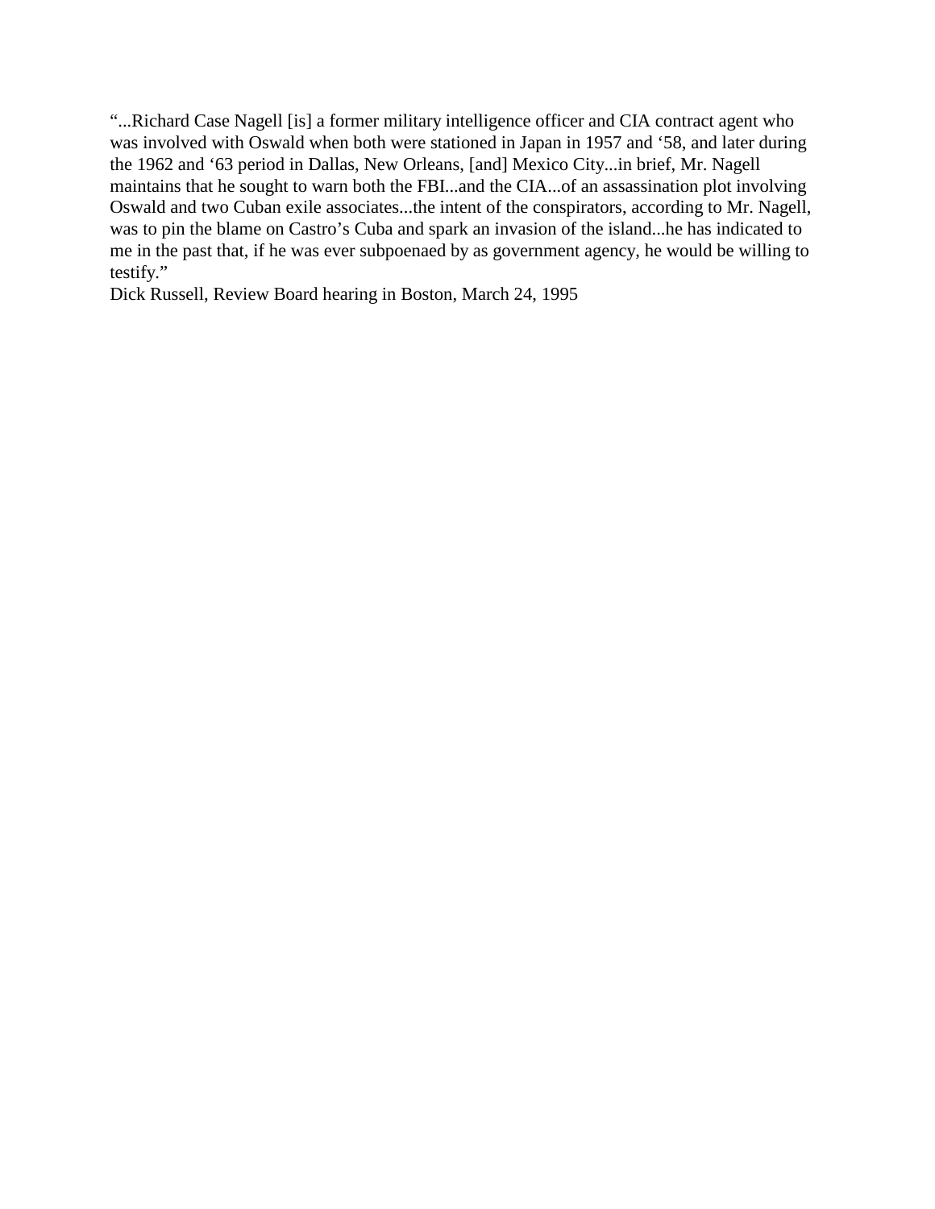"...Richard Case Nagell [is] a former military intelligence officer and CIA contract agent who was involved with Oswald when both were stationed in Japan in 1957 and '58, and later during the 1962 and '63 period in Dallas, New Orleans, [and] Mexico City...in brief, Mr. Nagell maintains that he sought to warn both the FBI...and the CIA...of an assassination plot involving Oswald and two Cuban exile associates...the intent of the conspirators, according to Mr. Nagell, was to pin the blame on Castro's Cuba and spark an invasion of the island...he has indicated to me in the past that, if he was ever subpoenaed by as government agency, he would be willing to testify."

Dick Russell, Review Board hearing in Boston, March 24, 1995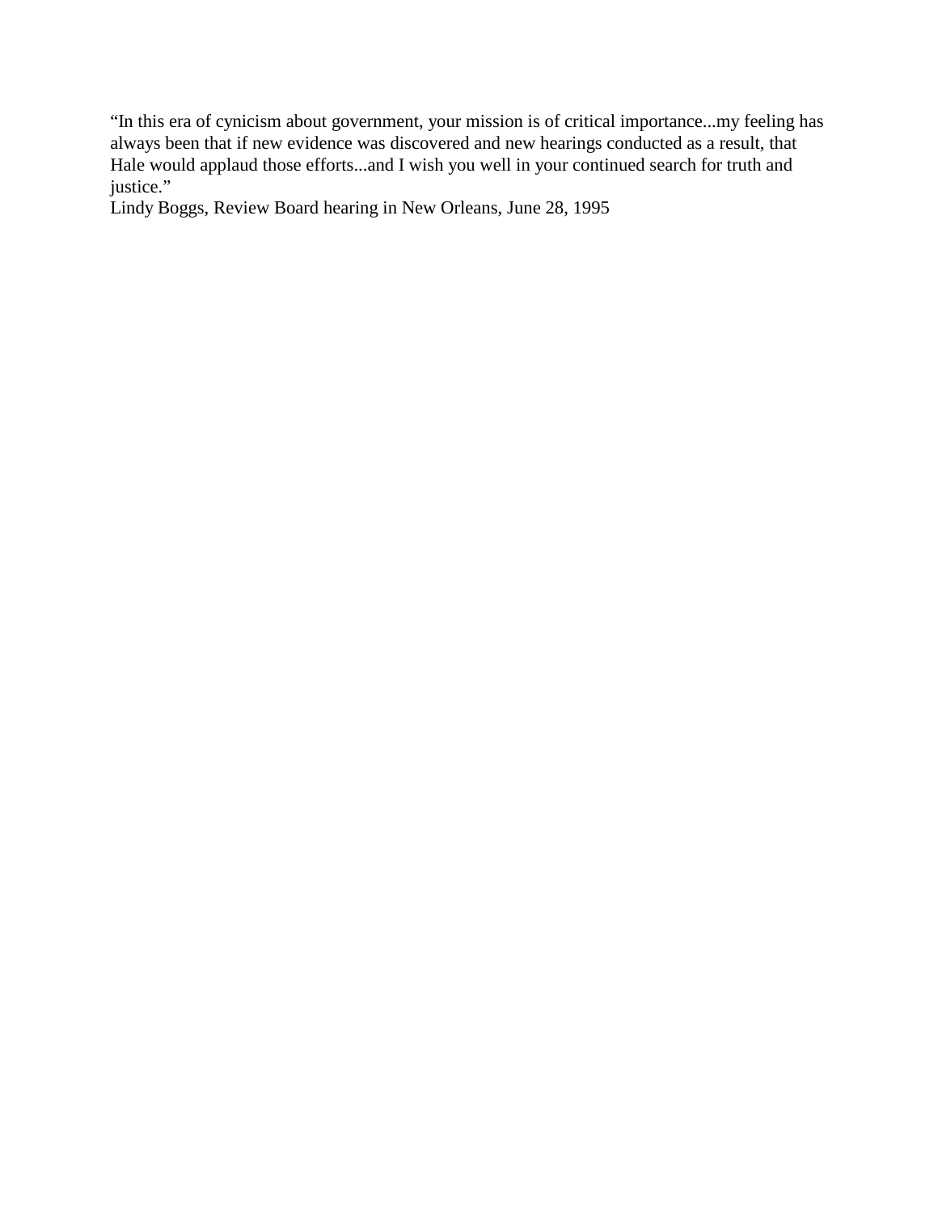"In this era of cynicism about government, your mission is of critical importance...my feeling has always been that if new evidence was discovered and new hearings conducted as a result, that Hale would applaud those efforts...and I wish you well in your continued search for truth and justice."
Lindy Boggs, Review Board hearing in New Orleans, June 28, 1995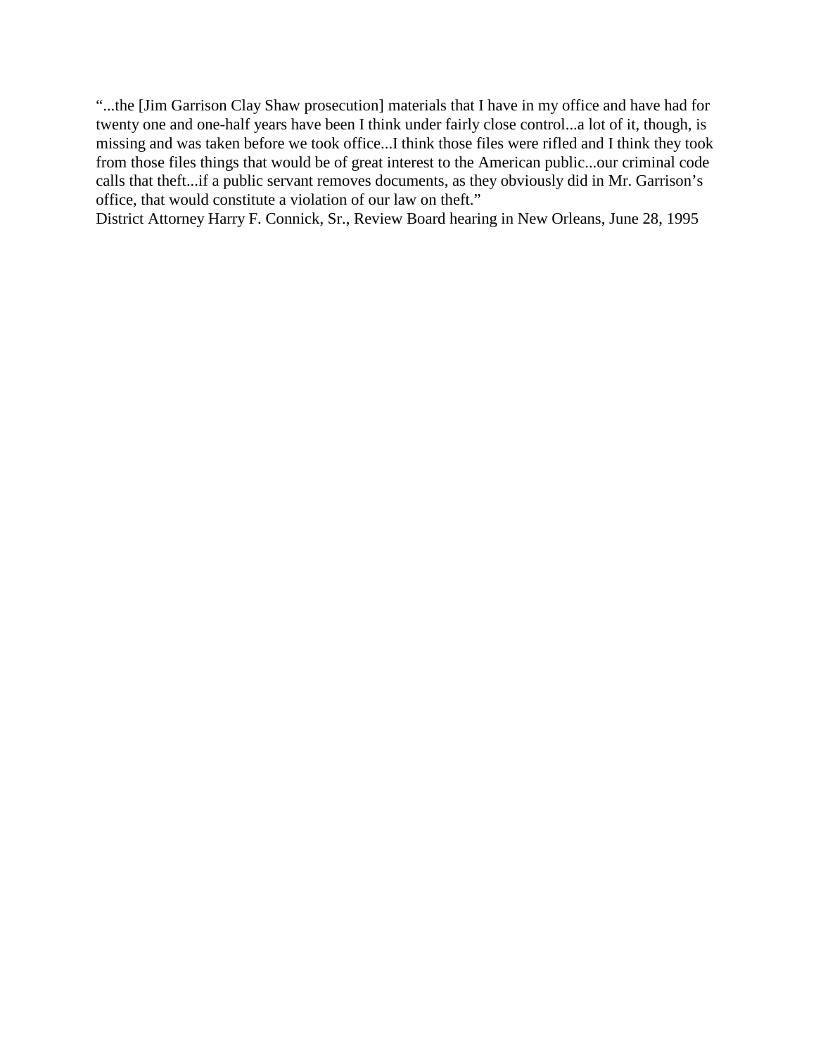“...the [Jim Garrison Clay Shaw prosecution] materials that I have in my office and have had for twenty one and one-half years have been I think under fairly close control...a lot of it, though, is missing and was taken before we took office...I think those files were rifled and I think they took from those files things that would be of great interest to the American public...our criminal code calls that theft...if a public servant removes documents, as they obviously did in Mr. Garrison’s office, that would constitute a violation of our law on theft.”

District Attorney Harry F. Connick, Sr., Review Board hearing in New Orleans, June 28, 1995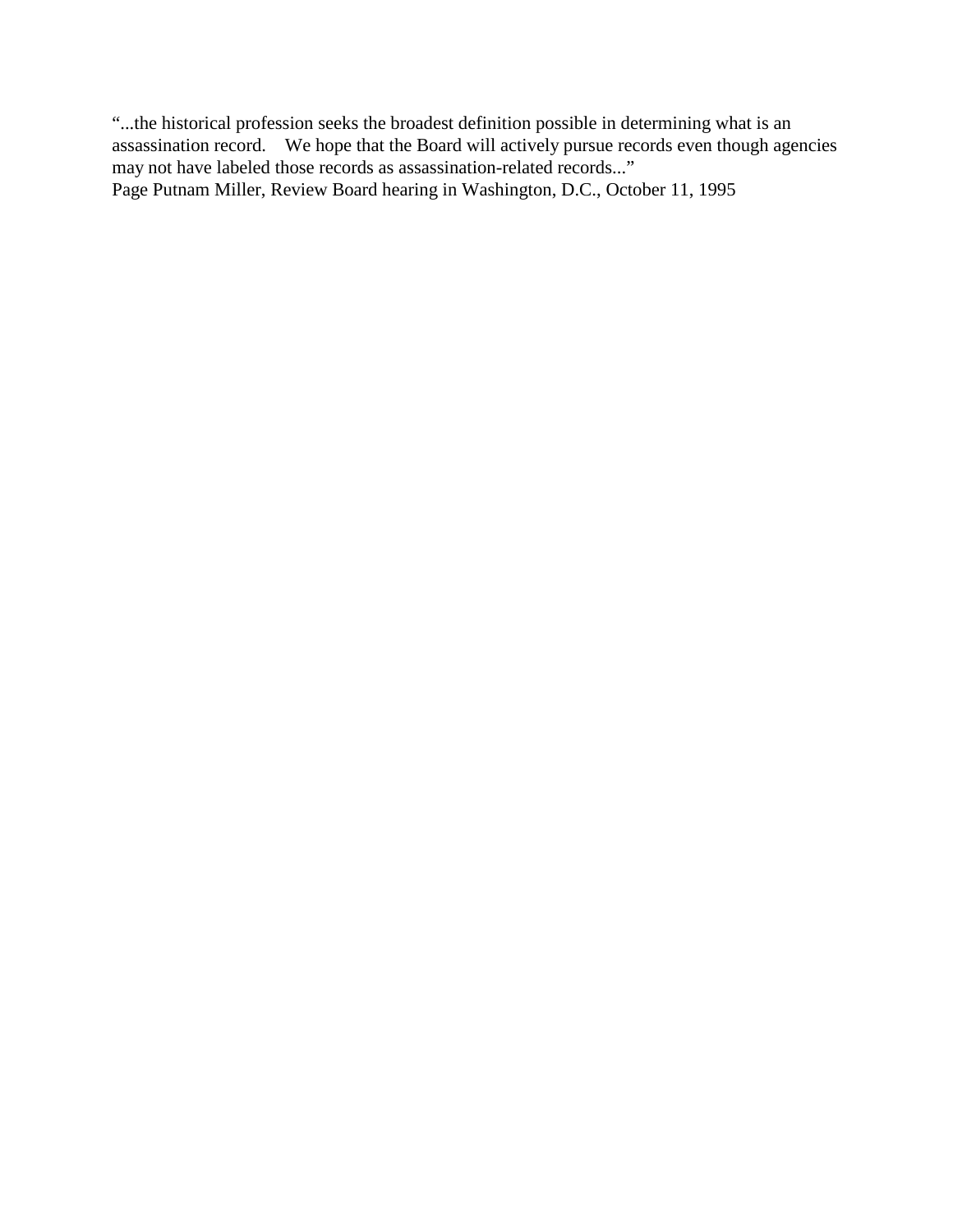"...the historical profession seeks the broadest definition possible in determining what is an assassination record. We hope that the Board will actively pursue records even though agencies may not have labeled those records as assassination-related records..."
Page Putnam Miller, Review Board hearing in Washington, D.C., October 11, 1995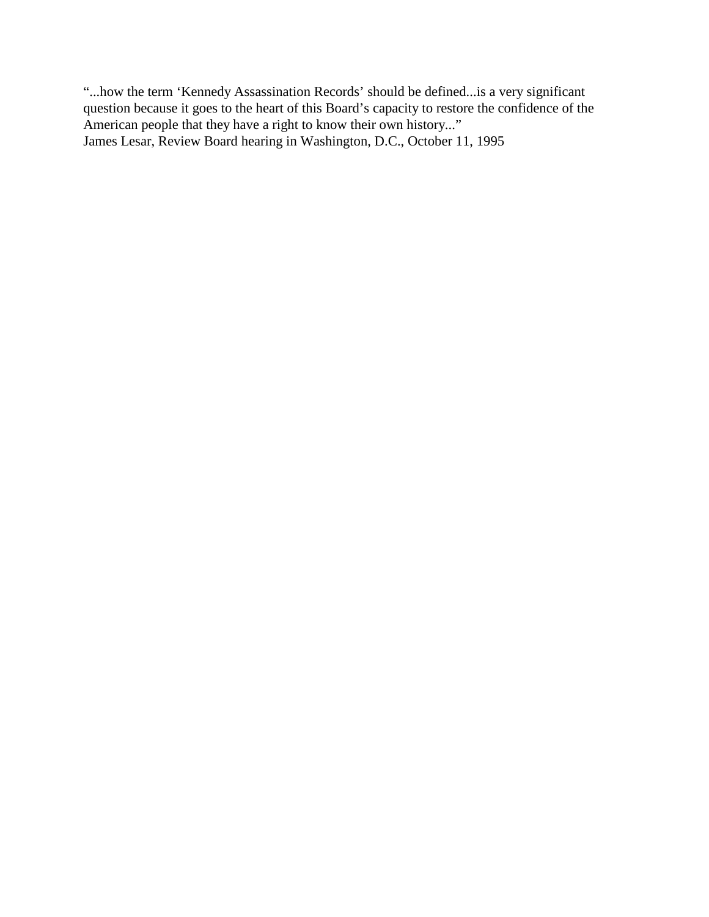"...how the term 'Kennedy Assassination Records' should be defined...is a very significant question because it goes to the heart of this Board's capacity to restore the confidence of the American people that they have a right to know their own history..."
James Lesar, Review Board hearing in Washington, D.C., October 11, 1995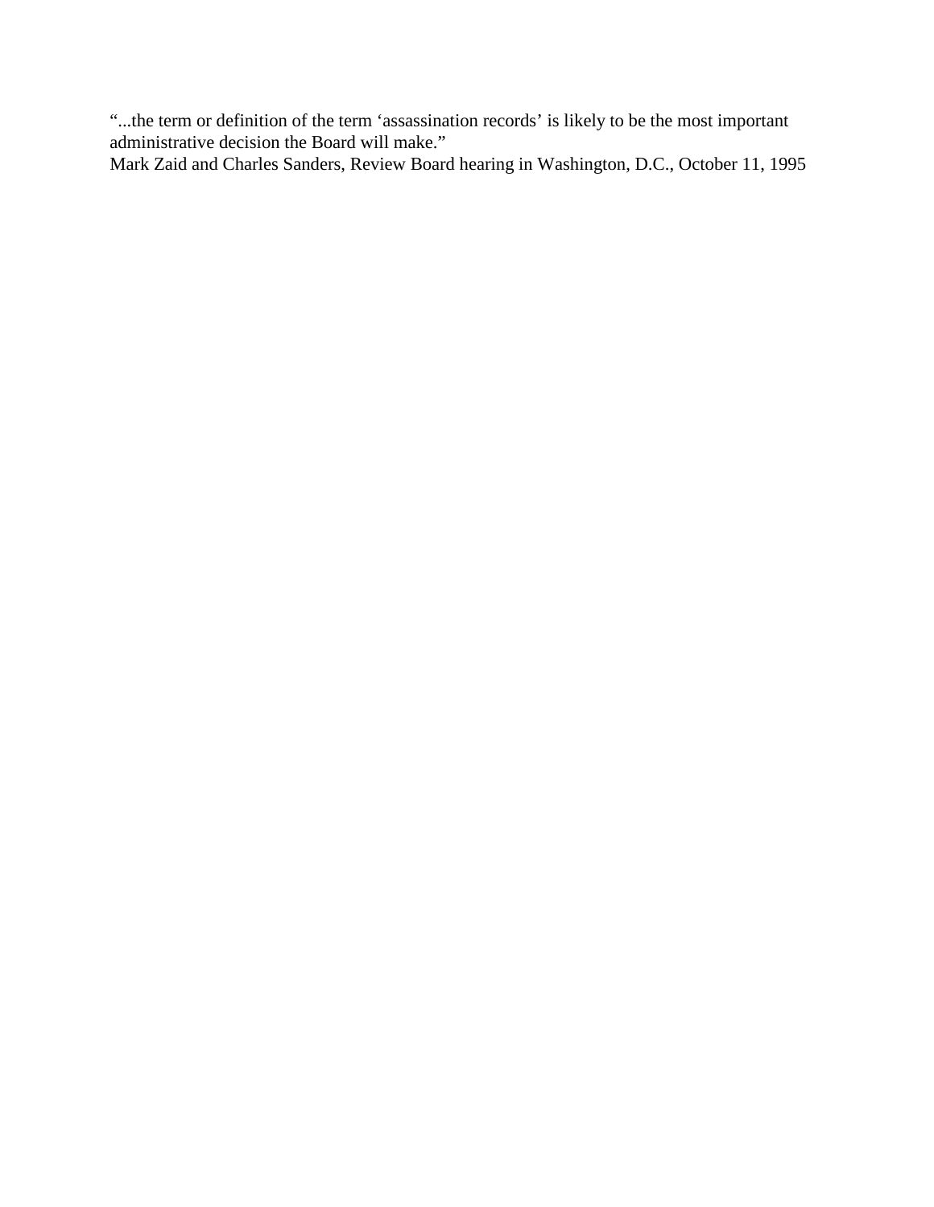"...the term or definition of the term 'assassination records' is likely to be the most important administrative decision the Board will make."
Mark Zaid and Charles Sanders, Review Board hearing in Washington, D.C., October 11, 1995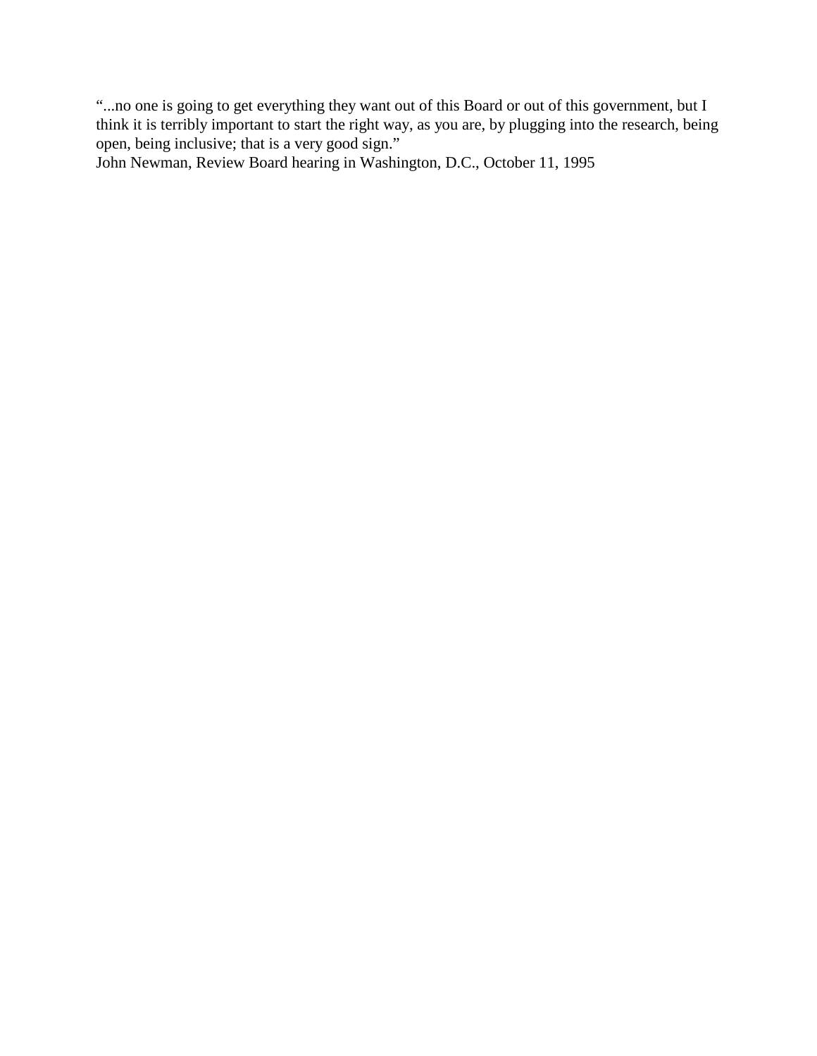“...no one is going to get everything they want out of this Board or out of this government, but I think it is terribly important to start the right way, as you are, by plugging into the research, being open, being inclusive; that is a very good sign.”

John Newman, Review Board hearing in Washington, D.C., October 11, 1995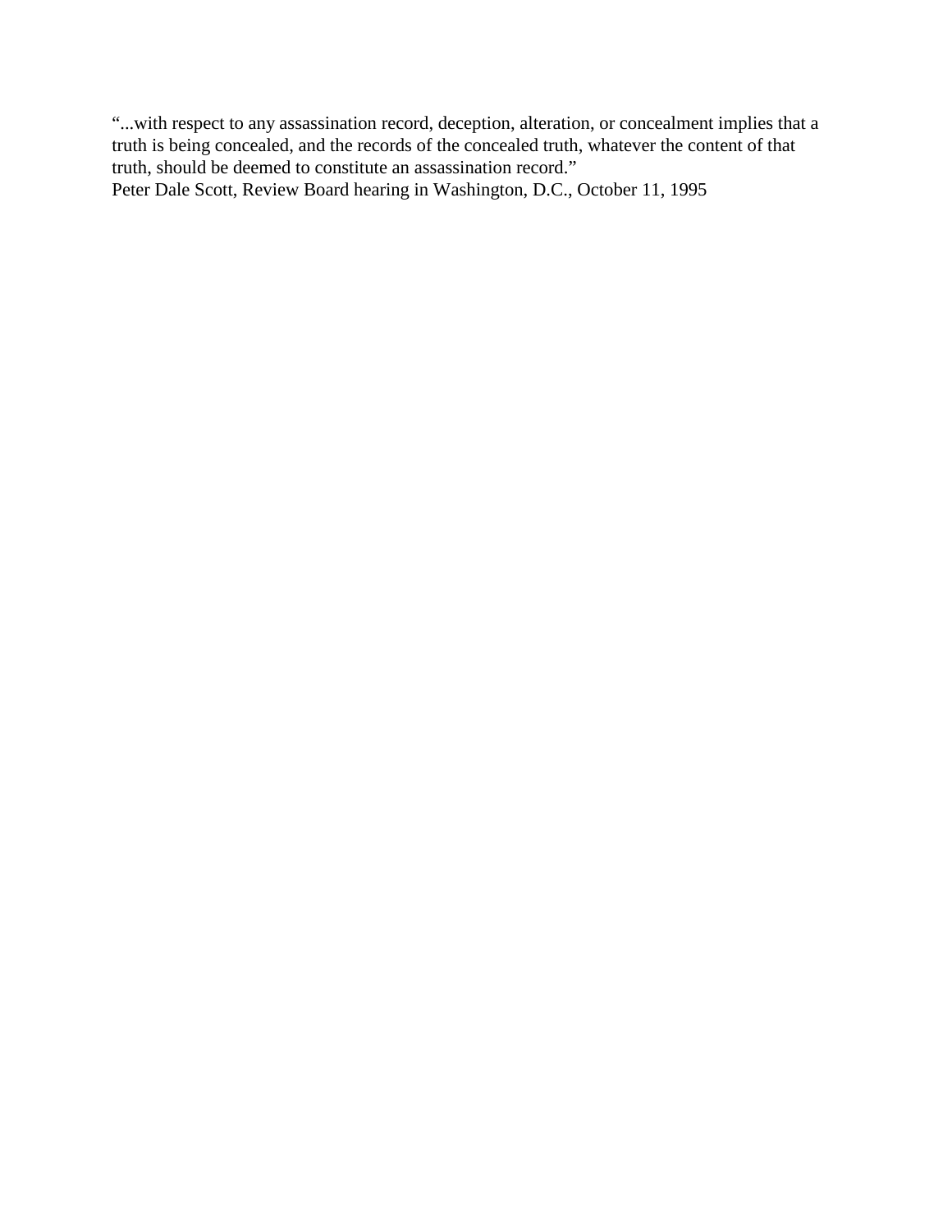"...with respect to any assassination record, deception, alteration, or concealment implies that a truth is being concealed, and the records of the concealed truth, whatever the content of that truth, should be deemed to constitute an assassination record."
Peter Dale Scott, Review Board hearing in Washington, D.C., October 11, 1995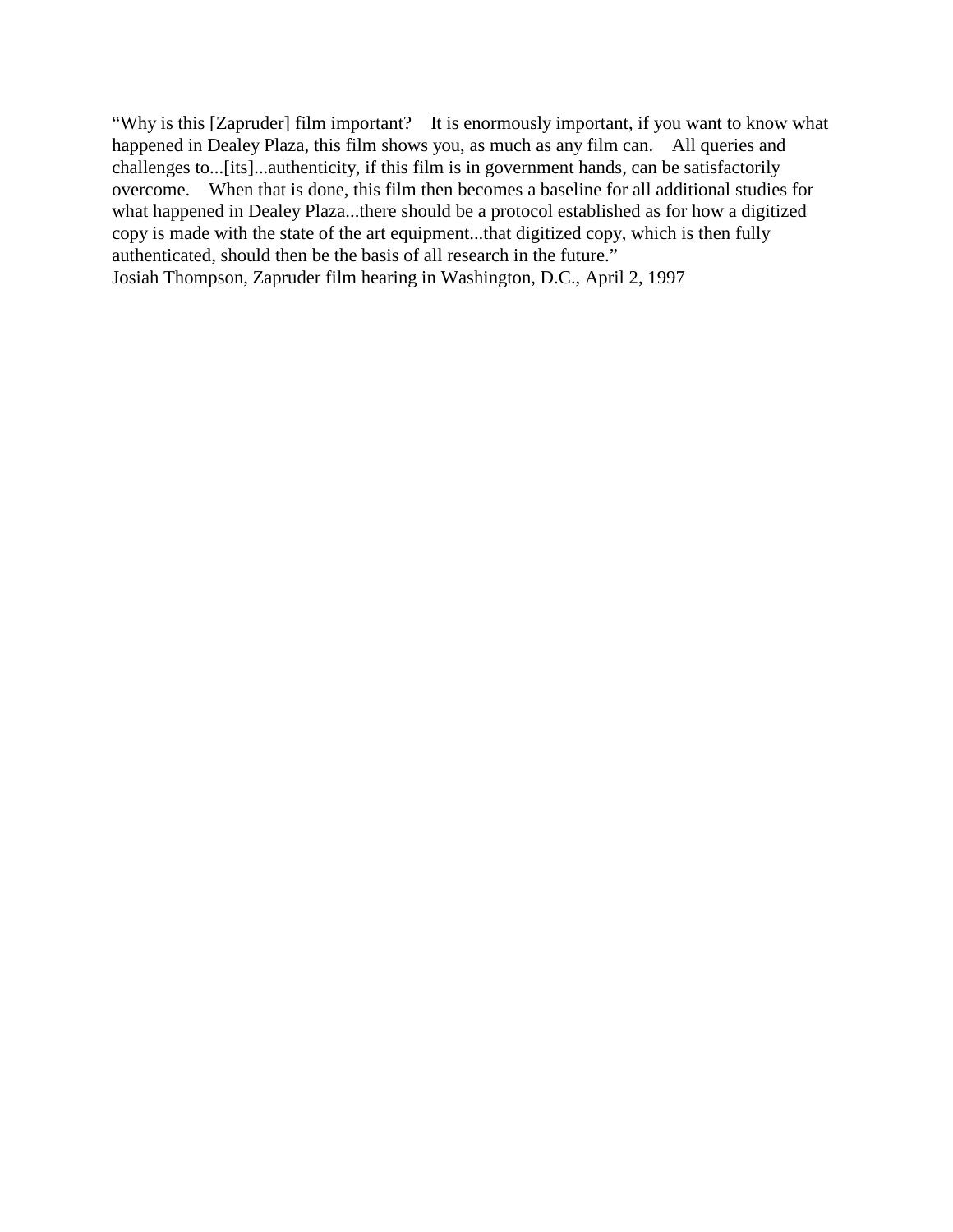"Why is this [Zapruder] film important? It is enormously important, if you want to know what happened in Dealey Plaza, this film shows you, as much as any film can. All queries and challenges to...[its]...authenticity, if this film is in government hands, can be satisfactorily overcome. When that is done, this film then becomes a baseline for all additional studies for what happened in Dealey Plaza...there should be a protocol established as for how a digitized copy is made with the state of the art equipment...that digitized copy, which is then fully authenticated, should then be the basis of all research in the future."
Josiah Thompson, Zapruder film hearing in Washington, D.C., April 2, 1997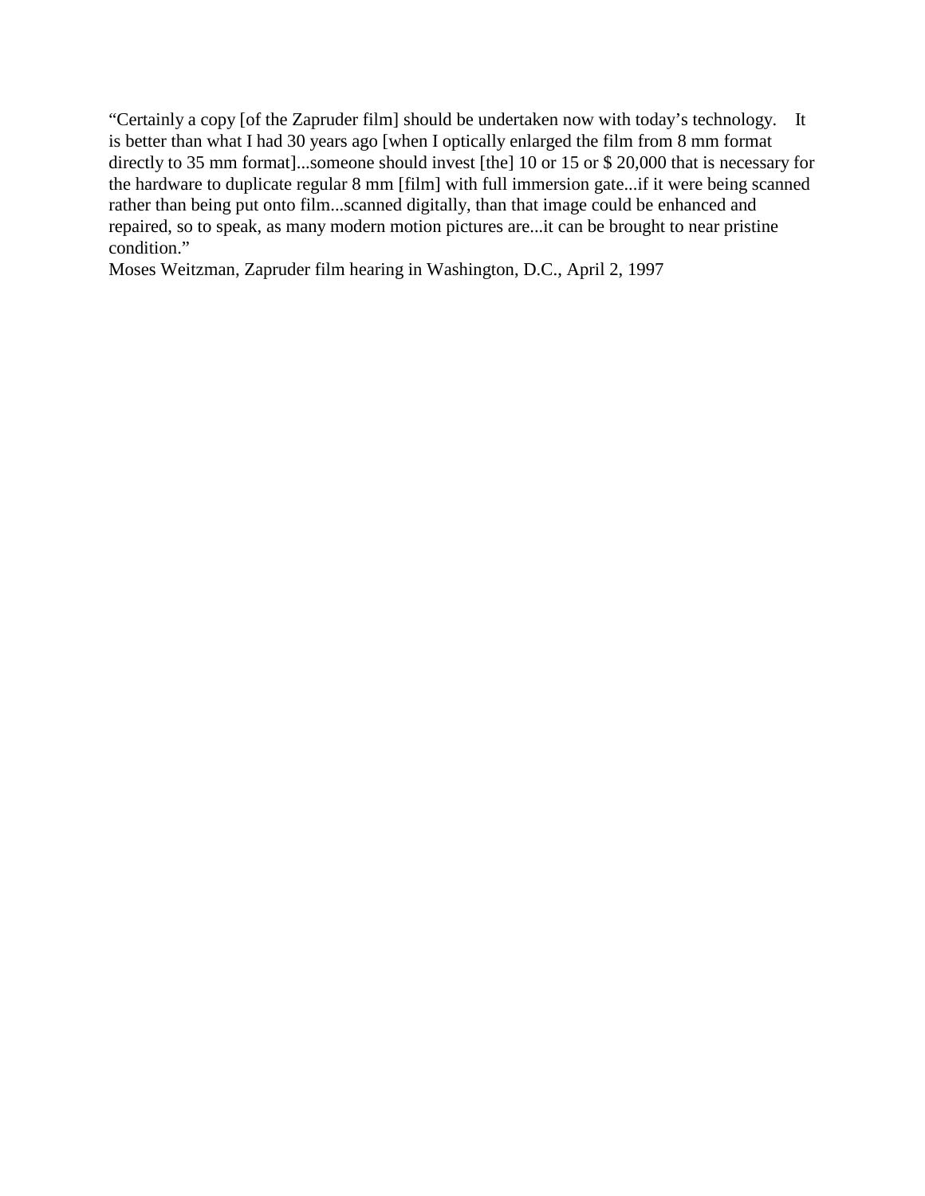"Certainly a copy [of the Zapruder film] should be undertaken now with today's technology. It is better than what I had 30 years ago [when I optically enlarged the film from 8 mm format directly to 35 mm format]...someone should invest [the] 10 or 15 or $ 20,000 that is necessary for the hardware to duplicate regular 8 mm [film] with full immersion gate...if it were being scanned rather than being put onto film...scanned digitally, than that image could be enhanced and repaired, so to speak, as many modern motion pictures are...it can be brought to near pristine condition."

Moses Weitzman, Zapruder film hearing in Washington, D.C., April 2, 1997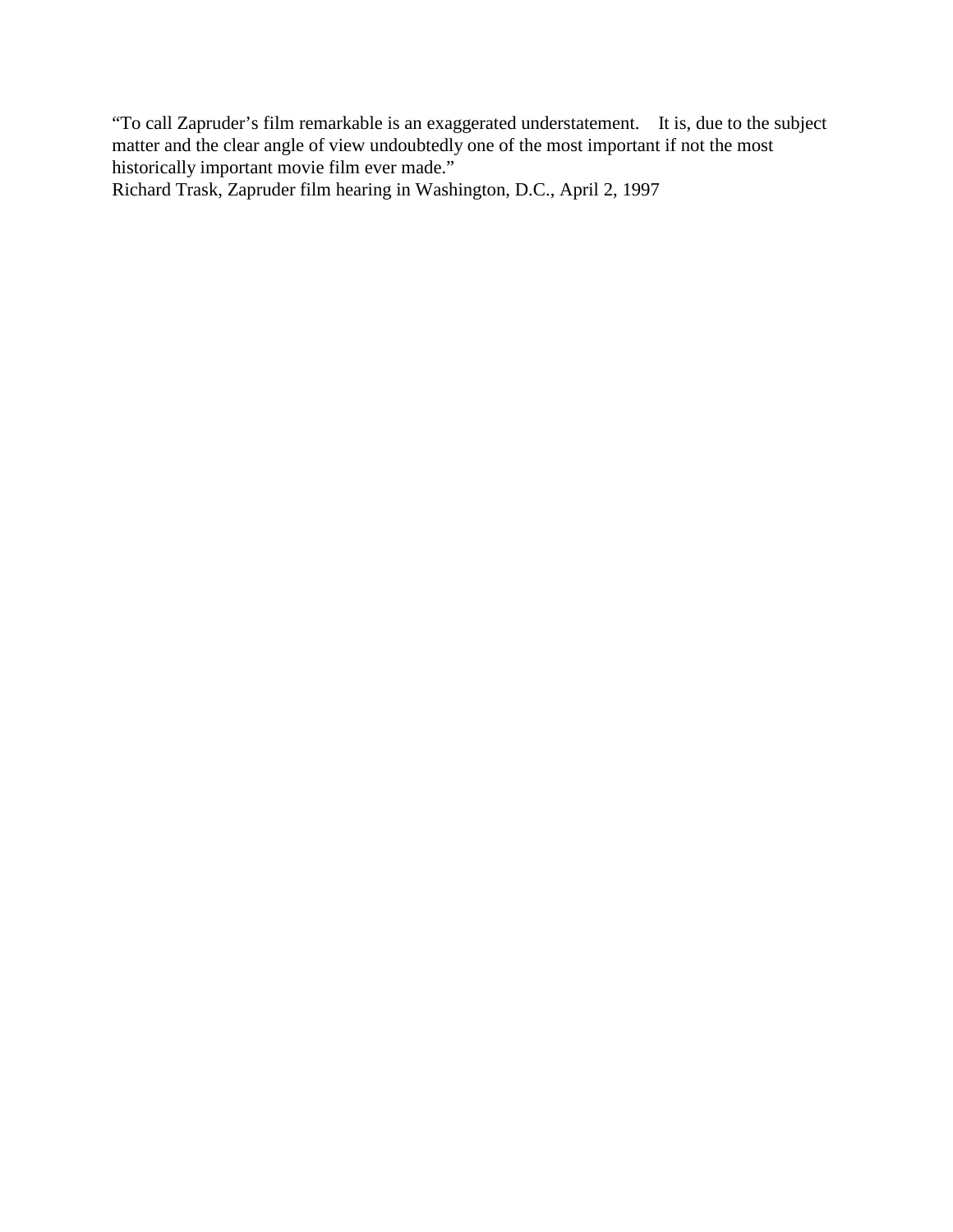"To call Zapruder's film remarkable is an exaggerated understatement. It is, due to the subject matter and the clear angle of view undoubtedly one of the most important if not the most historically important movie film ever made."
Richard Trask, Zapruder film hearing in Washington, D.C., April 2, 1997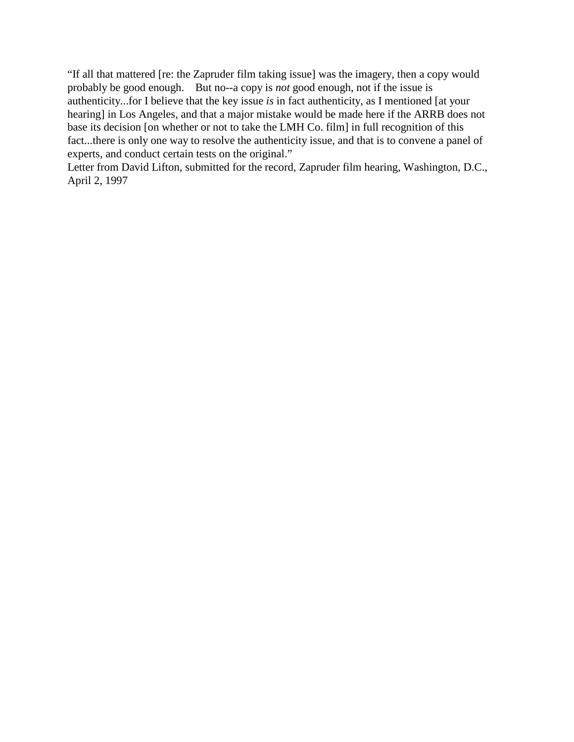"If all that mattered [re: the Zapruder film taking issue] was the imagery, then a copy would probably be good enough.    But no--a copy is *not* good enough, not if the issue is authenticity...for I believe that the key issue *is* in fact authenticity, as I mentioned [at your hearing] in Los Angeles, and that a major mistake would be made here if the ARRB does not base its decision [on whether or not to take the LMH Co. film] in full recognition of this fact...there is only one way to resolve the authenticity issue, and that is to convene a panel of experts, and conduct certain tests on the original."

Letter from David Lifton, submitted for the record, Zapruder film hearing, Washington, D.C., April 2, 1997